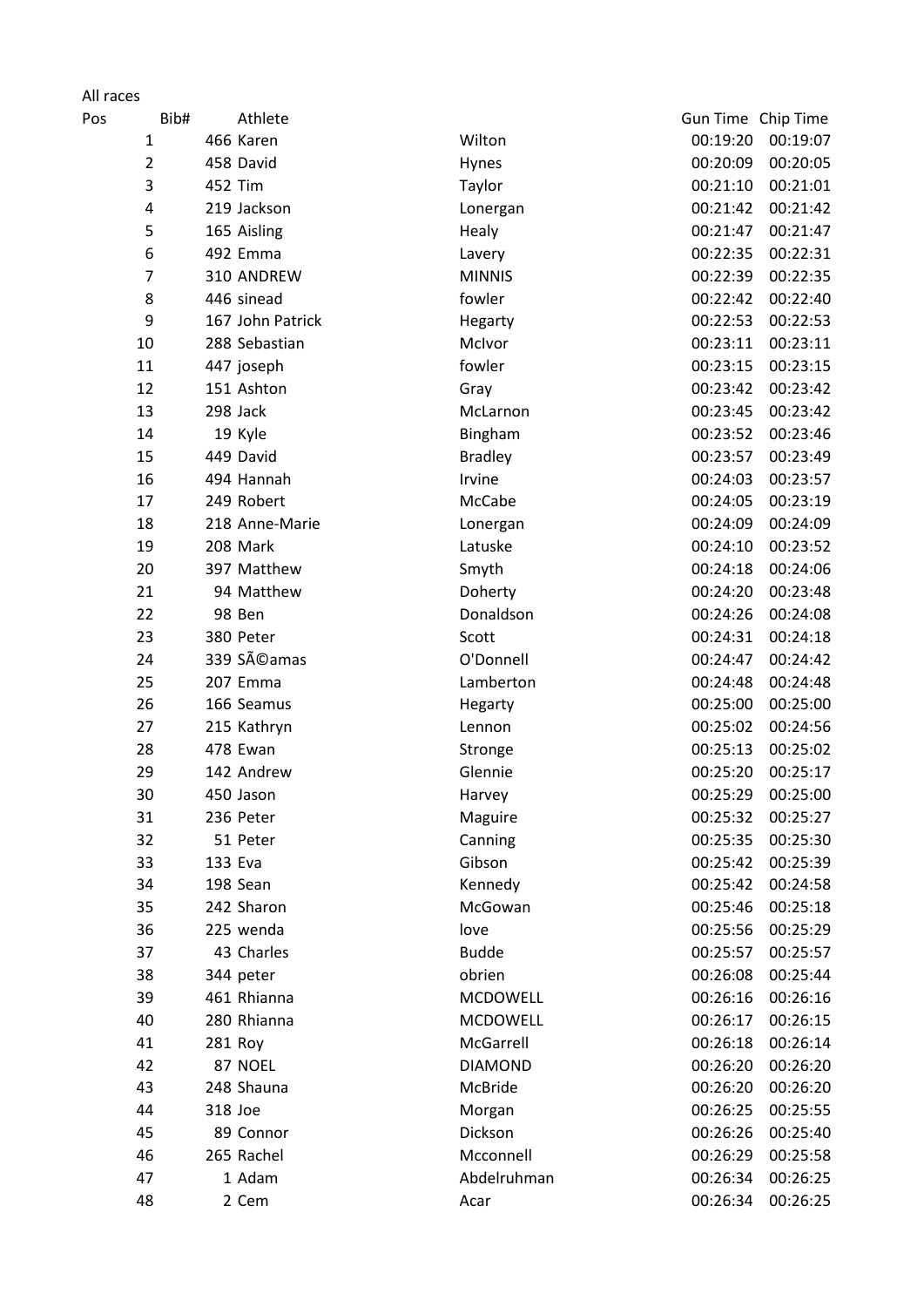All races

| Pos | Bib# | Athlete | | Gun Time | Chip Time |
|---|---|---|---|---|---|
| 1 | 466 | Karen | Wilton | 00:19:20 | 00:19:07 |
| 2 | 458 | David | Hynes | 00:20:09 | 00:20:05 |
| 3 | 452 | Tim | Taylor | 00:21:10 | 00:21:01 |
| 4 | 219 | Jackson | Lonergan | 00:21:42 | 00:21:42 |
| 5 | 165 | Aisling | Healy | 00:21:47 | 00:21:47 |
| 6 | 492 | Emma | Lavery | 00:22:35 | 00:22:31 |
| 7 | 310 | ANDREW | MINNIS | 00:22:39 | 00:22:35 |
| 8 | 446 | sinead | fowler | 00:22:42 | 00:22:40 |
| 9 | 167 | John Patrick | Hegarty | 00:22:53 | 00:22:53 |
| 10 | 288 | Sebastian | McIvor | 00:23:11 | 00:23:11 |
| 11 | 447 | joseph | fowler | 00:23:15 | 00:23:15 |
| 12 | 151 | Ashton | Gray | 00:23:42 | 00:23:42 |
| 13 | 298 | Jack | McLarnon | 00:23:45 | 00:23:42 |
| 14 | 19 | Kyle | Bingham | 00:23:52 | 00:23:46 |
| 15 | 449 | David | Bradley | 00:23:57 | 00:23:49 |
| 16 | 494 | Hannah | Irvine | 00:24:03 | 00:23:57 |
| 17 | 249 | Robert | McCabe | 00:24:05 | 00:23:19 |
| 18 | 218 | Anne-Marie | Lonergan | 00:24:09 | 00:24:09 |
| 19 | 208 | Mark | Latuske | 00:24:10 | 00:23:52 |
| 20 | 397 | Matthew | Smyth | 00:24:18 | 00:24:06 |
| 21 | 94 | Matthew | Doherty | 00:24:20 | 00:23:48 |
| 22 | 98 | Ben | Donaldson | 00:24:26 | 00:24:08 |
| 23 | 380 | Peter | Scott | 00:24:31 | 00:24:18 |
| 24 | 339 | SÃ©amas | O'Donnell | 00:24:47 | 00:24:42 |
| 25 | 207 | Emma | Lamberton | 00:24:48 | 00:24:48 |
| 26 | 166 | Seamus | Hegarty | 00:25:00 | 00:25:00 |
| 27 | 215 | Kathryn | Lennon | 00:25:02 | 00:24:56 |
| 28 | 478 | Ewan | Stronge | 00:25:13 | 00:25:02 |
| 29 | 142 | Andrew | Glennie | 00:25:20 | 00:25:17 |
| 30 | 450 | Jason | Harvey | 00:25:29 | 00:25:00 |
| 31 | 236 | Peter | Maguire | 00:25:32 | 00:25:27 |
| 32 | 51 | Peter | Canning | 00:25:35 | 00:25:30 |
| 33 | 133 | Eva | Gibson | 00:25:42 | 00:25:39 |
| 34 | 198 | Sean | Kennedy | 00:25:42 | 00:24:58 |
| 35 | 242 | Sharon | McGowan | 00:25:46 | 00:25:18 |
| 36 | 225 | wenda | love | 00:25:56 | 00:25:29 |
| 37 | 43 | Charles | Budde | 00:25:57 | 00:25:57 |
| 38 | 344 | peter | obrien | 00:26:08 | 00:25:44 |
| 39 | 461 | Rhianna | MCDOWELL | 00:26:16 | 00:26:16 |
| 40 | 280 | Rhianna | MCDOWELL | 00:26:17 | 00:26:15 |
| 41 | 281 | Roy | McGarrell | 00:26:18 | 00:26:14 |
| 42 | 87 | NOEL | DIAMOND | 00:26:20 | 00:26:20 |
| 43 | 248 | Shauna | McBride | 00:26:20 | 00:26:20 |
| 44 | 318 | Joe | Morgan | 00:26:25 | 00:25:55 |
| 45 | 89 | Connor | Dickson | 00:26:26 | 00:25:40 |
| 46 | 265 | Rachel | Mcconnell | 00:26:29 | 00:25:58 |
| 47 | 1 | Adam | Abdelruhman | 00:26:34 | 00:26:25 |
| 48 | 2 | Cem | Acar | 00:26:34 | 00:26:25 |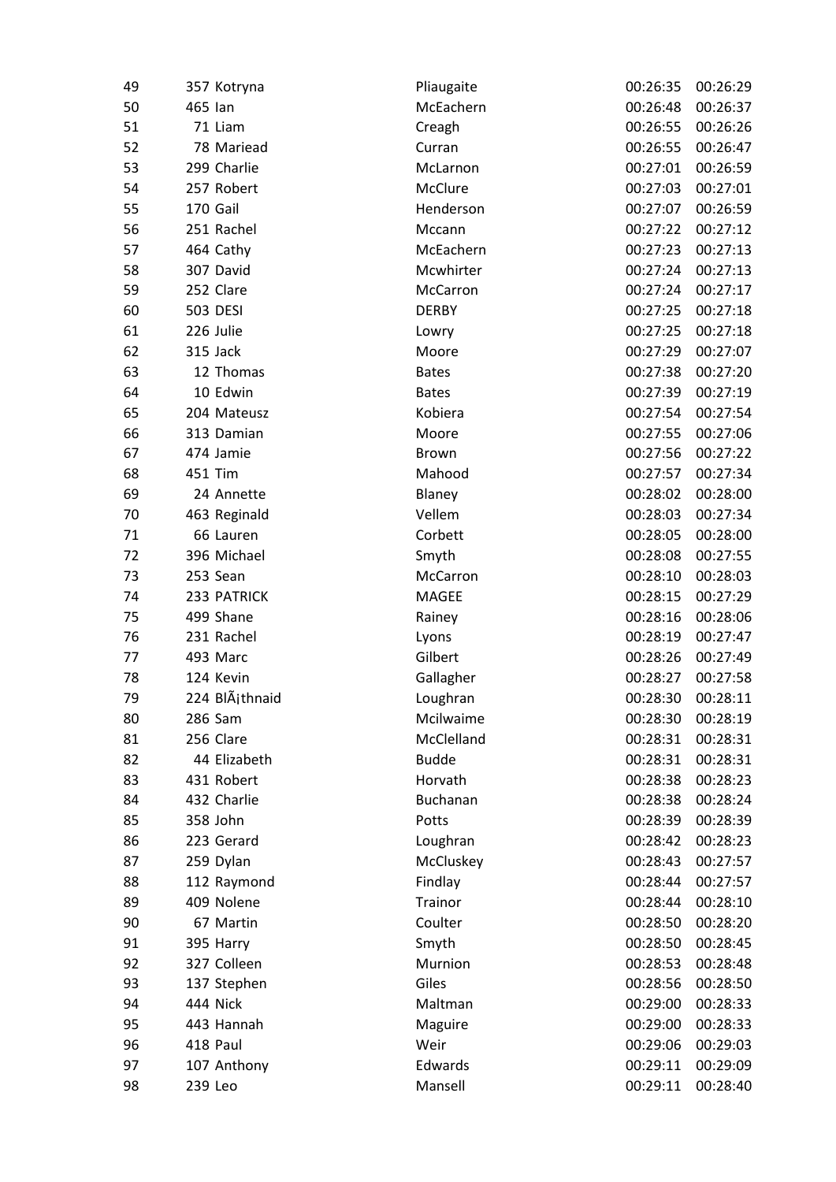| 49 | 357 | Kotryna | Pliaugaite | 00:26:35 | 00:26:29 |
|---|---|---|---|---|---|
| 50 | 465 | Ian | McEachern | 00:26:48 | 00:26:37 |
| 51 | 71 | Liam | Creagh | 00:26:55 | 00:26:26 |
| 52 | 78 | Mariead | Curran | 00:26:55 | 00:26:47 |
| 53 | 299 | Charlie | McLarnon | 00:27:01 | 00:26:59 |
| 54 | 257 | Robert | McClure | 00:27:03 | 00:27:01 |
| 55 | 170 | Gail | Henderson | 00:27:07 | 00:26:59 |
| 56 | 251 | Rachel | Mccann | 00:27:22 | 00:27:12 |
| 57 | 464 | Cathy | McEachern | 00:27:23 | 00:27:13 |
| 58 | 307 | David | Mcwhirter | 00:27:24 | 00:27:13 |
| 59 | 252 | Clare | McCarron | 00:27:24 | 00:27:17 |
| 60 | 503 | DESI | DERBY | 00:27:25 | 00:27:18 |
| 61 | 226 | Julie | Lowry | 00:27:25 | 00:27:18 |
| 62 | 315 | Jack | Moore | 00:27:29 | 00:27:07 |
| 63 | 12 | Thomas | Bates | 00:27:38 | 00:27:20 |
| 64 | 10 | Edwin | Bates | 00:27:39 | 00:27:19 |
| 65 | 204 | Mateusz | Kobiera | 00:27:54 | 00:27:54 |
| 66 | 313 | Damian | Moore | 00:27:55 | 00:27:06 |
| 67 | 474 | Jamie | Brown | 00:27:56 | 00:27:22 |
| 68 | 451 | Tim | Mahood | 00:27:57 | 00:27:34 |
| 69 | 24 | Annette | Blaney | 00:28:02 | 00:28:00 |
| 70 | 463 | Reginald | Vellem | 00:28:03 | 00:27:34 |
| 71 | 66 | Lauren | Corbett | 00:28:05 | 00:28:00 |
| 72 | 396 | Michael | Smyth | 00:28:08 | 00:27:55 |
| 73 | 253 | Sean | McCarron | 00:28:10 | 00:28:03 |
| 74 | 233 | PATRICK | MAGEE | 00:28:15 | 00:27:29 |
| 75 | 499 | Shane | Rainey | 00:28:16 | 00:28:06 |
| 76 | 231 | Rachel | Lyons | 00:28:19 | 00:27:47 |
| 77 | 493 | Marc | Gilbert | 00:28:26 | 00:27:49 |
| 78 | 124 | Kevin | Gallagher | 00:28:27 | 00:27:58 |
| 79 | 224 | BlÃ¡thnaid | Loughran | 00:28:30 | 00:28:11 |
| 80 | 286 | Sam | Mcilwaime | 00:28:30 | 00:28:19 |
| 81 | 256 | Clare | McClelland | 00:28:31 | 00:28:31 |
| 82 | 44 | Elizabeth | Budde | 00:28:31 | 00:28:31 |
| 83 | 431 | Robert | Horvath | 00:28:38 | 00:28:23 |
| 84 | 432 | Charlie | Buchanan | 00:28:38 | 00:28:24 |
| 85 | 358 | John | Potts | 00:28:39 | 00:28:39 |
| 86 | 223 | Gerard | Loughran | 00:28:42 | 00:28:23 |
| 87 | 259 | Dylan | McCluskey | 00:28:43 | 00:27:57 |
| 88 | 112 | Raymond | Findlay | 00:28:44 | 00:27:57 |
| 89 | 409 | Nolene | Trainor | 00:28:44 | 00:28:10 |
| 90 | 67 | Martin | Coulter | 00:28:50 | 00:28:20 |
| 91 | 395 | Harry | Smyth | 00:28:50 | 00:28:45 |
| 92 | 327 | Colleen | Murnion | 00:28:53 | 00:28:48 |
| 93 | 137 | Stephen | Giles | 00:28:56 | 00:28:50 |
| 94 | 444 | Nick | Maltman | 00:29:00 | 00:28:33 |
| 95 | 443 | Hannah | Maguire | 00:29:00 | 00:28:33 |
| 96 | 418 | Paul | Weir | 00:29:06 | 00:29:03 |
| 97 | 107 | Anthony | Edwards | 00:29:11 | 00:29:09 |
| 98 | 239 | Leo | Mansell | 00:29:11 | 00:28:40 |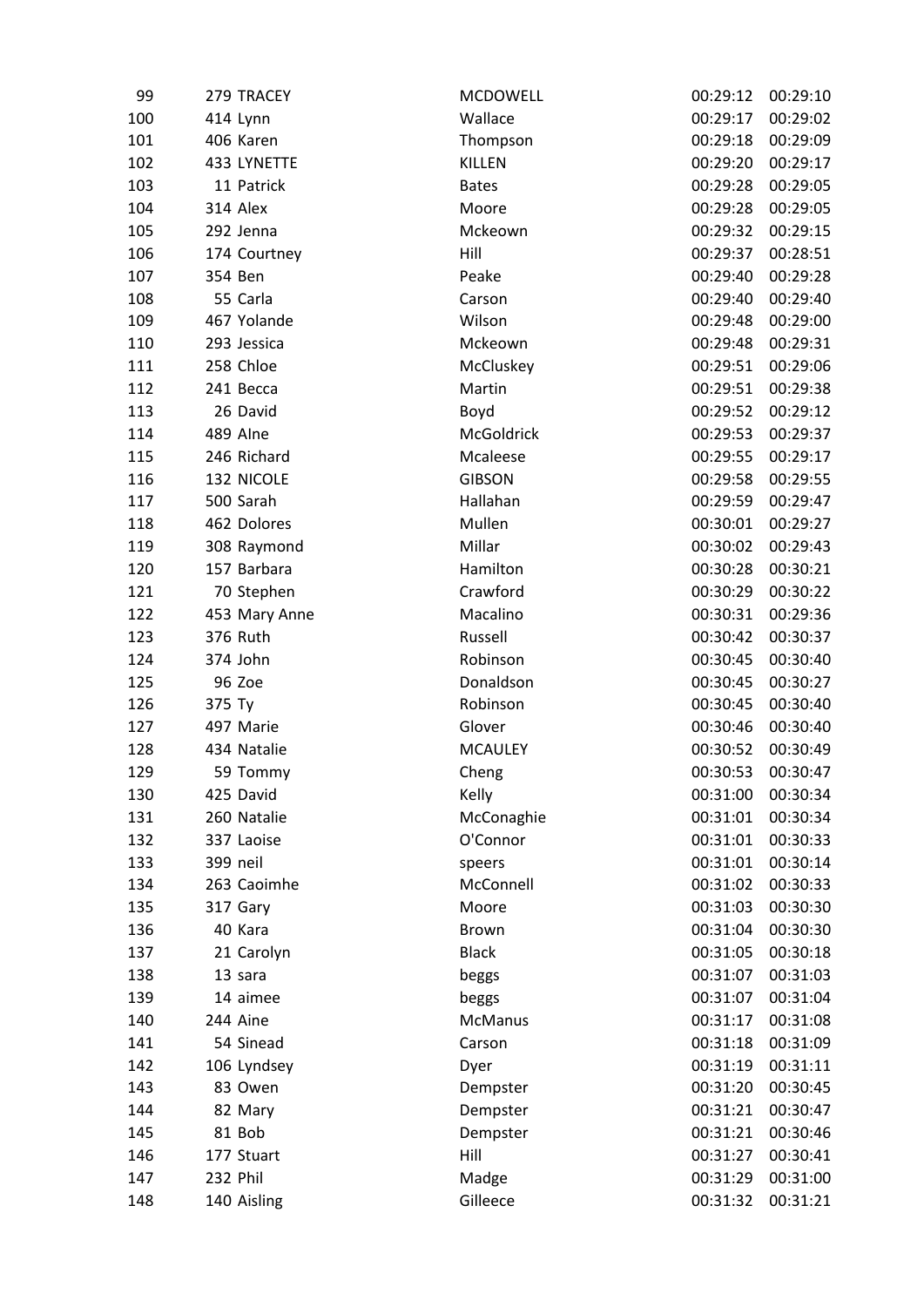| | | | | | |
|---|---|---|---|---|---|
| 99 | 279 | TRACEY | MCDOWELL | 00:29:12 | 00:29:10 |
| 100 | 414 | Lynn | Wallace | 00:29:17 | 00:29:02 |
| 101 | 406 | Karen | Thompson | 00:29:18 | 00:29:09 |
| 102 | 433 | LYNETTE | KILLEN | 00:29:20 | 00:29:17 |
| 103 | 11 | Patrick | Bates | 00:29:28 | 00:29:05 |
| 104 | 314 | Alex | Moore | 00:29:28 | 00:29:05 |
| 105 | 292 | Jenna | Mckeown | 00:29:32 | 00:29:15 |
| 106 | 174 | Courtney | Hill | 00:29:37 | 00:28:51 |
| 107 | 354 | Ben | Peake | 00:29:40 | 00:29:28 |
| 108 | 55 | Carla | Carson | 00:29:40 | 00:29:40 |
| 109 | 467 | Yolande | Wilson | 00:29:48 | 00:29:00 |
| 110 | 293 | Jessica | Mckeown | 00:29:48 | 00:29:31 |
| 111 | 258 | Chloe | McCluskey | 00:29:51 | 00:29:06 |
| 112 | 241 | Becca | Martin | 00:29:51 | 00:29:38 |
| 113 | 26 | David | Boyd | 00:29:52 | 00:29:12 |
| 114 | 489 | Alne | McGoldrick | 00:29:53 | 00:29:37 |
| 115 | 246 | Richard | Mcaleese | 00:29:55 | 00:29:17 |
| 116 | 132 | NICOLE | GIBSON | 00:29:58 | 00:29:55 |
| 117 | 500 | Sarah | Hallahan | 00:29:59 | 00:29:47 |
| 118 | 462 | Dolores | Mullen | 00:30:01 | 00:29:27 |
| 119 | 308 | Raymond | Millar | 00:30:02 | 00:29:43 |
| 120 | 157 | Barbara | Hamilton | 00:30:28 | 00:30:21 |
| 121 | 70 | Stephen | Crawford | 00:30:29 | 00:30:22 |
| 122 | 453 | Mary Anne | Macalino | 00:30:31 | 00:29:36 |
| 123 | 376 | Ruth | Russell | 00:30:42 | 00:30:37 |
| 124 | 374 | John | Robinson | 00:30:45 | 00:30:40 |
| 125 | 96 | Zoe | Donaldson | 00:30:45 | 00:30:27 |
| 126 | 375 | Ty | Robinson | 00:30:45 | 00:30:40 |
| 127 | 497 | Marie | Glover | 00:30:46 | 00:30:40 |
| 128 | 434 | Natalie | MCAULEY | 00:30:52 | 00:30:49 |
| 129 | 59 | Tommy | Cheng | 00:30:53 | 00:30:47 |
| 130 | 425 | David | Kelly | 00:31:00 | 00:30:34 |
| 131 | 260 | Natalie | McConaghie | 00:31:01 | 00:30:34 |
| 132 | 337 | Laoise | O'Connor | 00:31:01 | 00:30:33 |
| 133 | 399 | neil | speers | 00:31:01 | 00:30:14 |
| 134 | 263 | Caoimhe | McConnell | 00:31:02 | 00:30:33 |
| 135 | 317 | Gary | Moore | 00:31:03 | 00:30:30 |
| 136 | 40 | Kara | Brown | 00:31:04 | 00:30:30 |
| 137 | 21 | Carolyn | Black | 00:31:05 | 00:30:18 |
| 138 | 13 | sara | beggs | 00:31:07 | 00:31:03 |
| 139 | 14 | aimee | beggs | 00:31:07 | 00:31:04 |
| 140 | 244 | Aine | McManus | 00:31:17 | 00:31:08 |
| 141 | 54 | Sinead | Carson | 00:31:18 | 00:31:09 |
| 142 | 106 | Lyndsey | Dyer | 00:31:19 | 00:31:11 |
| 143 | 83 | Owen | Dempster | 00:31:20 | 00:30:45 |
| 144 | 82 | Mary | Dempster | 00:31:21 | 00:30:47 |
| 145 | 81 | Bob | Dempster | 00:31:21 | 00:30:46 |
| 146 | 177 | Stuart | Hill | 00:31:27 | 00:30:41 |
| 147 | 232 | Phil | Madge | 00:31:29 | 00:31:00 |
| 148 | 140 | Aisling | Gilleece | 00:31:32 | 00:31:21 |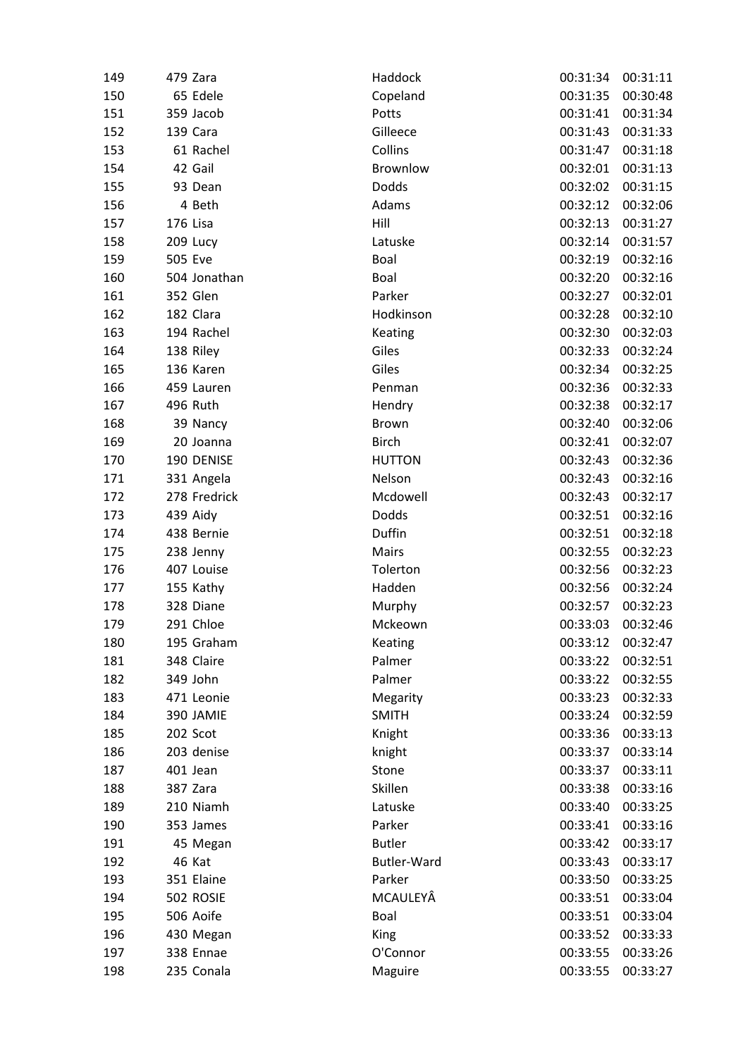| | | | | | |
|---|---|---|---|---|---|
| 149 | 479 | Zara | Haddock | 00:31:34 | 00:31:11 |
| 150 | 65 | Edele | Copeland | 00:31:35 | 00:30:48 |
| 151 | 359 | Jacob | Potts | 00:31:41 | 00:31:34 |
| 152 | 139 | Cara | Gilleece | 00:31:43 | 00:31:33 |
| 153 | 61 | Rachel | Collins | 00:31:47 | 00:31:18 |
| 154 | 42 | Gail | Brownlow | 00:32:01 | 00:31:13 |
| 155 | 93 | Dean | Dodds | 00:32:02 | 00:31:15 |
| 156 | 4 | Beth | Adams | 00:32:12 | 00:32:06 |
| 157 | 176 | Lisa | Hill | 00:32:13 | 00:31:27 |
| 158 | 209 | Lucy | Latuske | 00:32:14 | 00:31:57 |
| 159 | 505 | Eve | Boal | 00:32:19 | 00:32:16 |
| 160 | 504 | Jonathan | Boal | 00:32:20 | 00:32:16 |
| 161 | 352 | Glen | Parker | 00:32:27 | 00:32:01 |
| 162 | 182 | Clara | Hodkinson | 00:32:28 | 00:32:10 |
| 163 | 194 | Rachel | Keating | 00:32:30 | 00:32:03 |
| 164 | 138 | Riley | Giles | 00:32:33 | 00:32:24 |
| 165 | 136 | Karen | Giles | 00:32:34 | 00:32:25 |
| 166 | 459 | Lauren | Penman | 00:32:36 | 00:32:33 |
| 167 | 496 | Ruth | Hendry | 00:32:38 | 00:32:17 |
| 168 | 39 | Nancy | Brown | 00:32:40 | 00:32:06 |
| 169 | 20 | Joanna | Birch | 00:32:41 | 00:32:07 |
| 170 | 190 | DENISE | HUTTON | 00:32:43 | 00:32:36 |
| 171 | 331 | Angela | Nelson | 00:32:43 | 00:32:16 |
| 172 | 278 | Fredrick | Mcdowell | 00:32:43 | 00:32:17 |
| 173 | 439 | Aidy | Dodds | 00:32:51 | 00:32:16 |
| 174 | 438 | Bernie | Duffin | 00:32:51 | 00:32:18 |
| 175 | 238 | Jenny | Mairs | 00:32:55 | 00:32:23 |
| 176 | 407 | Louise | Tolerton | 00:32:56 | 00:32:23 |
| 177 | 155 | Kathy | Hadden | 00:32:56 | 00:32:24 |
| 178 | 328 | Diane | Murphy | 00:32:57 | 00:32:23 |
| 179 | 291 | Chloe | Mckeown | 00:33:03 | 00:32:46 |
| 180 | 195 | Graham | Keating | 00:33:12 | 00:32:47 |
| 181 | 348 | Claire | Palmer | 00:33:22 | 00:32:51 |
| 182 | 349 | John | Palmer | 00:33:22 | 00:32:55 |
| 183 | 471 | Leonie | Megarity | 00:33:23 | 00:32:33 |
| 184 | 390 | JAMIE | SMITH | 00:33:24 | 00:32:59 |
| 185 | 202 | Scot | Knight | 00:33:36 | 00:33:13 |
| 186 | 203 | denise | knight | 00:33:37 | 00:33:14 |
| 187 | 401 | Jean | Stone | 00:33:37 | 00:33:11 |
| 188 | 387 | Zara | Skillen | 00:33:38 | 00:33:16 |
| 189 | 210 | Niamh | Latuske | 00:33:40 | 00:33:25 |
| 190 | 353 | James | Parker | 00:33:41 | 00:33:16 |
| 191 | 45 | Megan | Butler | 00:33:42 | 00:33:17 |
| 192 | 46 | Kat | Butler-Ward | 00:33:43 | 00:33:17 |
| 193 | 351 | Elaine | Parker | 00:33:50 | 00:33:25 |
| 194 | 502 | ROSIE | MCAULEYÂ | 00:33:51 | 00:33:04 |
| 195 | 506 | Aoife | Boal | 00:33:51 | 00:33:04 |
| 196 | 430 | Megan | King | 00:33:52 | 00:33:33 |
| 197 | 338 | Ennae | O'Connor | 00:33:55 | 00:33:26 |
| 198 | 235 | Conala | Maguire | 00:33:55 | 00:33:27 |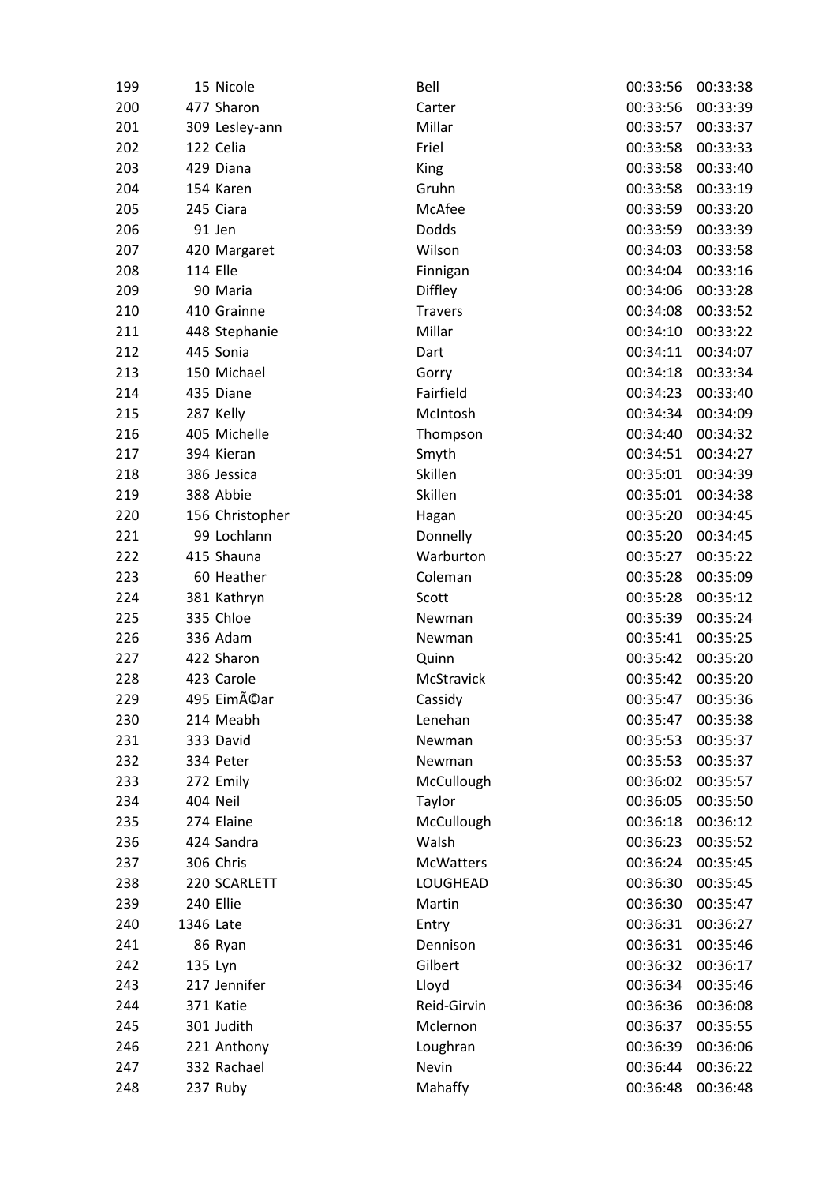| | | | | | |
|---|---|---|---|---|---|
| 199 | 15 | Nicole | Bell | 00:33:56 | 00:33:38 |
| 200 | 477 | Sharon | Carter | 00:33:56 | 00:33:39 |
| 201 | 309 | Lesley-ann | Millar | 00:33:57 | 00:33:37 |
| 202 | 122 | Celia | Friel | 00:33:58 | 00:33:33 |
| 203 | 429 | Diana | King | 00:33:58 | 00:33:40 |
| 204 | 154 | Karen | Gruhn | 00:33:58 | 00:33:19 |
| 205 | 245 | Ciara | McAfee | 00:33:59 | 00:33:20 |
| 206 | 91 | Jen | Dodds | 00:33:59 | 00:33:39 |
| 207 | 420 | Margaret | Wilson | 00:34:03 | 00:33:58 |
| 208 | 114 | Elle | Finnigan | 00:34:04 | 00:33:16 |
| 209 | 90 | Maria | Diffley | 00:34:06 | 00:33:28 |
| 210 | 410 | Grainne | Travers | 00:34:08 | 00:33:52 |
| 211 | 448 | Stephanie | Millar | 00:34:10 | 00:33:22 |
| 212 | 445 | Sonia | Dart | 00:34:11 | 00:34:07 |
| 213 | 150 | Michael | Gorry | 00:34:18 | 00:33:34 |
| 214 | 435 | Diane | Fairfield | 00:34:23 | 00:33:40 |
| 215 | 287 | Kelly | McIntosh | 00:34:34 | 00:34:09 |
| 216 | 405 | Michelle | Thompson | 00:34:40 | 00:34:32 |
| 217 | 394 | Kieran | Smyth | 00:34:51 | 00:34:27 |
| 218 | 386 | Jessica | Skillen | 00:35:01 | 00:34:39 |
| 219 | 388 | Abbie | Skillen | 00:35:01 | 00:34:38 |
| 220 | 156 | Christopher | Hagan | 00:35:20 | 00:34:45 |
| 221 | 99 | Lochlann | Donnelly | 00:35:20 | 00:34:45 |
| 222 | 415 | Shauna | Warburton | 00:35:27 | 00:35:22 |
| 223 | 60 | Heather | Coleman | 00:35:28 | 00:35:09 |
| 224 | 381 | Kathryn | Scott | 00:35:28 | 00:35:12 |
| 225 | 335 | Chloe | Newman | 00:35:39 | 00:35:24 |
| 226 | 336 | Adam | Newman | 00:35:41 | 00:35:25 |
| 227 | 422 | Sharon | Quinn | 00:35:42 | 00:35:20 |
| 228 | 423 | Carole | McStravick | 00:35:42 | 00:35:20 |
| 229 | 495 | EimÃ©ar | Cassidy | 00:35:47 | 00:35:36 |
| 230 | 214 | Meabh | Lenehan | 00:35:47 | 00:35:38 |
| 231 | 333 | David | Newman | 00:35:53 | 00:35:37 |
| 232 | 334 | Peter | Newman | 00:35:53 | 00:35:37 |
| 233 | 272 | Emily | McCullough | 00:36:02 | 00:35:57 |
| 234 | 404 | Neil | Taylor | 00:36:05 | 00:35:50 |
| 235 | 274 | Elaine | McCullough | 00:36:18 | 00:36:12 |
| 236 | 424 | Sandra | Walsh | 00:36:23 | 00:35:52 |
| 237 | 306 | Chris | McWatters | 00:36:24 | 00:35:45 |
| 238 | 220 | SCARLETT | LOUGHEAD | 00:36:30 | 00:35:45 |
| 239 | 240 | Ellie | Martin | 00:36:30 | 00:35:47 |
| 240 | 1346 | Late | Entry | 00:36:31 | 00:36:27 |
| 241 | 86 | Ryan | Dennison | 00:36:31 | 00:35:46 |
| 242 | 135 | Lyn | Gilbert | 00:36:32 | 00:36:17 |
| 243 | 217 | Jennifer | Lloyd | 00:36:34 | 00:35:46 |
| 244 | 371 | Katie | Reid-Girvin | 00:36:36 | 00:36:08 |
| 245 | 301 | Judith | Mclernon | 00:36:37 | 00:35:55 |
| 246 | 221 | Anthony | Loughran | 00:36:39 | 00:36:06 |
| 247 | 332 | Rachael | Nevin | 00:36:44 | 00:36:22 |
| 248 | 237 | Ruby | Mahaffy | 00:36:48 | 00:36:48 |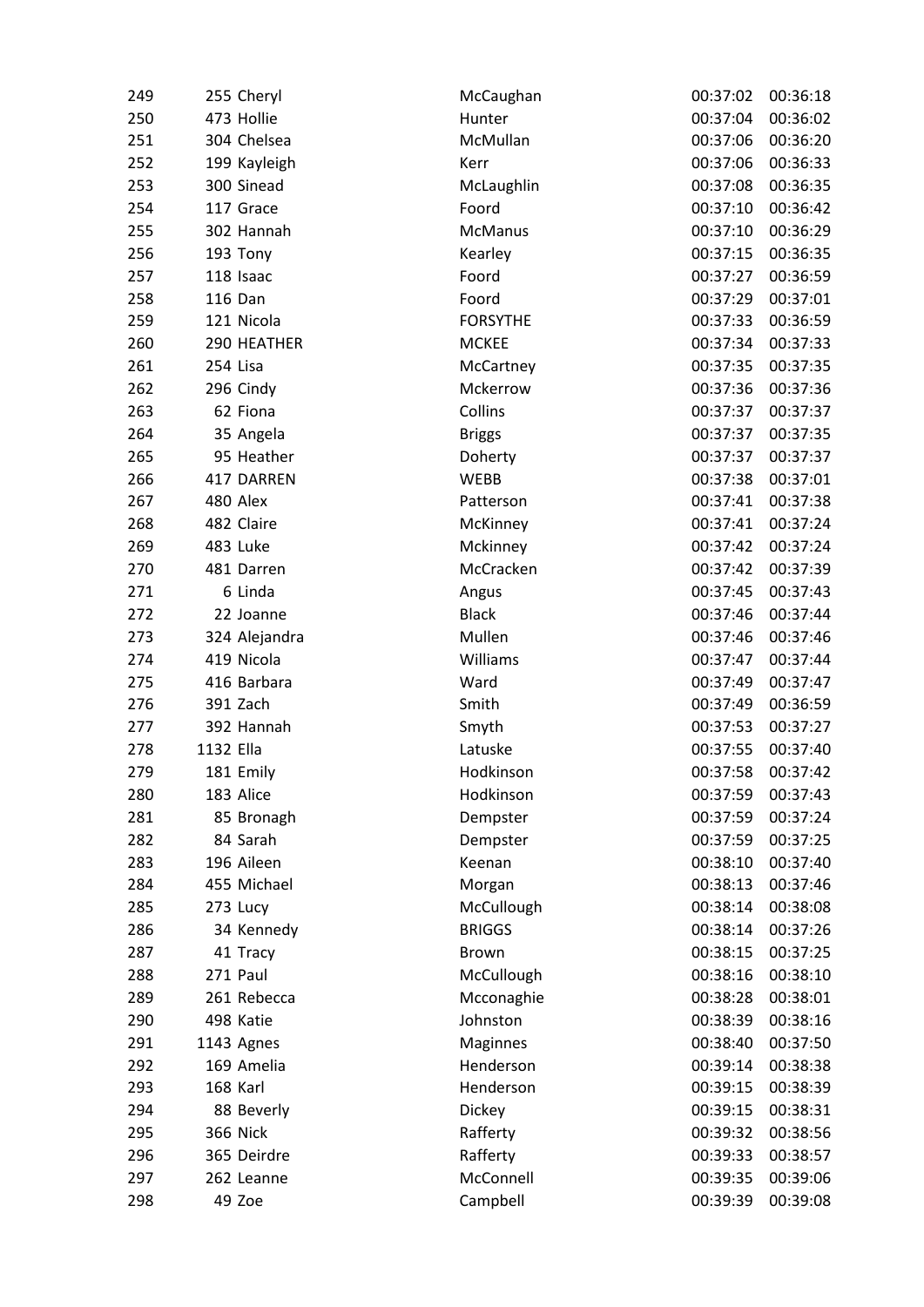| | | | | | |
|---|---|---|---|---|---|
| 249 | 255 | Cheryl | McCaughan | 00:37:02 | 00:36:18 |
| 250 | 473 | Hollie | Hunter | 00:37:04 | 00:36:02 |
| 251 | 304 | Chelsea | McMullan | 00:37:06 | 00:36:20 |
| 252 | 199 | Kayleigh | Kerr | 00:37:06 | 00:36:33 |
| 253 | 300 | Sinead | McLaughlin | 00:37:08 | 00:36:35 |
| 254 | 117 | Grace | Foord | 00:37:10 | 00:36:42 |
| 255 | 302 | Hannah | McManus | 00:37:10 | 00:36:29 |
| 256 | 193 | Tony | Kearley | 00:37:15 | 00:36:35 |
| 257 | 118 | Isaac | Foord | 00:37:27 | 00:36:59 |
| 258 | 116 | Dan | Foord | 00:37:29 | 00:37:01 |
| 259 | 121 | Nicola | FORSYTHE | 00:37:33 | 00:36:59 |
| 260 | 290 | HEATHER | MCKEE | 00:37:34 | 00:37:33 |
| 261 | 254 | Lisa | McCartney | 00:37:35 | 00:37:35 |
| 262 | 296 | Cindy | Mckerrow | 00:37:36 | 00:37:36 |
| 263 | 62 | Fiona | Collins | 00:37:37 | 00:37:37 |
| 264 | 35 | Angela | Briggs | 00:37:37 | 00:37:35 |
| 265 | 95 | Heather | Doherty | 00:37:37 | 00:37:37 |
| 266 | 417 | DARREN | WEBB | 00:37:38 | 00:37:01 |
| 267 | 480 | Alex | Patterson | 00:37:41 | 00:37:38 |
| 268 | 482 | Claire | McKinney | 00:37:41 | 00:37:24 |
| 269 | 483 | Luke | Mckinney | 00:37:42 | 00:37:24 |
| 270 | 481 | Darren | McCracken | 00:37:42 | 00:37:39 |
| 271 | 6 | Linda | Angus | 00:37:45 | 00:37:43 |
| 272 | 22 | Joanne | Black | 00:37:46 | 00:37:44 |
| 273 | 324 | Alejandra | Mullen | 00:37:46 | 00:37:46 |
| 274 | 419 | Nicola | Williams | 00:37:47 | 00:37:44 |
| 275 | 416 | Barbara | Ward | 00:37:49 | 00:37:47 |
| 276 | 391 | Zach | Smith | 00:37:49 | 00:36:59 |
| 277 | 392 | Hannah | Smyth | 00:37:53 | 00:37:27 |
| 278 | 1132 | Ella | Latuske | 00:37:55 | 00:37:40 |
| 279 | 181 | Emily | Hodkinson | 00:37:58 | 00:37:42 |
| 280 | 183 | Alice | Hodkinson | 00:37:59 | 00:37:43 |
| 281 | 85 | Bronagh | Dempster | 00:37:59 | 00:37:24 |
| 282 | 84 | Sarah | Dempster | 00:37:59 | 00:37:25 |
| 283 | 196 | Aileen | Keenan | 00:38:10 | 00:37:40 |
| 284 | 455 | Michael | Morgan | 00:38:13 | 00:37:46 |
| 285 | 273 | Lucy | McCullough | 00:38:14 | 00:38:08 |
| 286 | 34 | Kennedy | BRIGGS | 00:38:14 | 00:37:26 |
| 287 | 41 | Tracy | Brown | 00:38:15 | 00:37:25 |
| 288 | 271 | Paul | McCullough | 00:38:16 | 00:38:10 |
| 289 | 261 | Rebecca | Mcconaghie | 00:38:28 | 00:38:01 |
| 290 | 498 | Katie | Johnston | 00:38:39 | 00:38:16 |
| 291 | 1143 | Agnes | Maginnes | 00:38:40 | 00:37:50 |
| 292 | 169 | Amelia | Henderson | 00:39:14 | 00:38:38 |
| 293 | 168 | Karl | Henderson | 00:39:15 | 00:38:39 |
| 294 | 88 | Beverly | Dickey | 00:39:15 | 00:38:31 |
| 295 | 366 | Nick | Rafferty | 00:39:32 | 00:38:56 |
| 296 | 365 | Deirdre | Rafferty | 00:39:33 | 00:38:57 |
| 297 | 262 | Leanne | McConnell | 00:39:35 | 00:39:06 |
| 298 | 49 | Zoe | Campbell | 00:39:39 | 00:39:08 |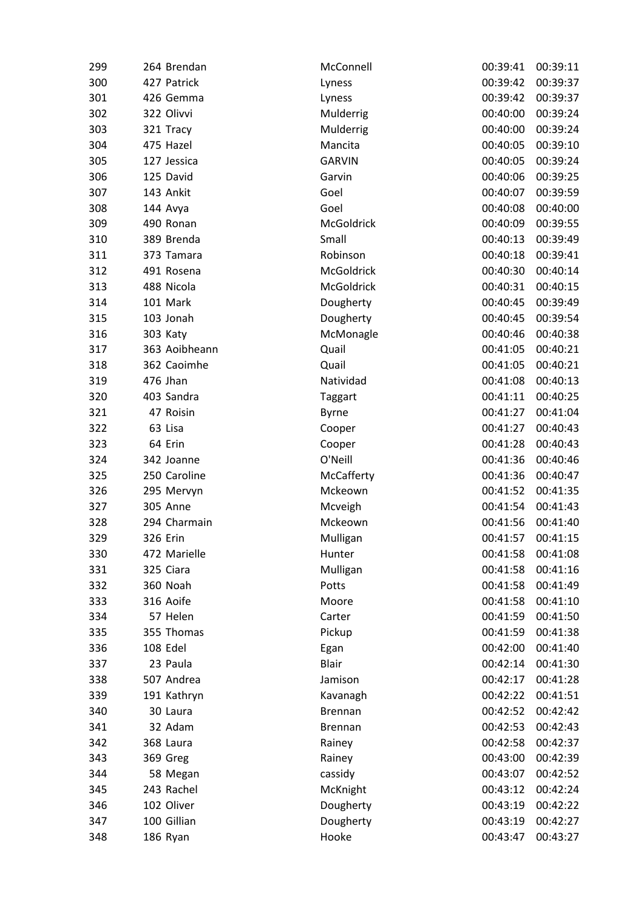| | | | | | |
|---|---|---|---|---|---|
| 299 | 264 | Brendan | McConnell | 00:39:41 | 00:39:11 |
| 300 | 427 | Patrick | Lyness | 00:39:42 | 00:39:37 |
| 301 | 426 | Gemma | Lyness | 00:39:42 | 00:39:37 |
| 302 | 322 | Olivvi | Mulderrig | 00:40:00 | 00:39:24 |
| 303 | 321 | Tracy | Mulderrig | 00:40:00 | 00:39:24 |
| 304 | 475 | Hazel | Mancita | 00:40:05 | 00:39:10 |
| 305 | 127 | Jessica | GARVIN | 00:40:05 | 00:39:24 |
| 306 | 125 | David | Garvin | 00:40:06 | 00:39:25 |
| 307 | 143 | Ankit | Goel | 00:40:07 | 00:39:59 |
| 308 | 144 | Avya | Goel | 00:40:08 | 00:40:00 |
| 309 | 490 | Ronan | McGoldrick | 00:40:09 | 00:39:55 |
| 310 | 389 | Brenda | Small | 00:40:13 | 00:39:49 |
| 311 | 373 | Tamara | Robinson | 00:40:18 | 00:39:41 |
| 312 | 491 | Rosena | McGoldrick | 00:40:30 | 00:40:14 |
| 313 | 488 | Nicola | McGoldrick | 00:40:31 | 00:40:15 |
| 314 | 101 | Mark | Dougherty | 00:40:45 | 00:39:49 |
| 315 | 103 | Jonah | Dougherty | 00:40:45 | 00:39:54 |
| 316 | 303 | Katy | McMonagle | 00:40:46 | 00:40:38 |
| 317 | 363 | Aoibheann | Quail | 00:41:05 | 00:40:21 |
| 318 | 362 | Caoimhe | Quail | 00:41:05 | 00:40:21 |
| 319 | 476 | Jhan | Natividad | 00:41:08 | 00:40:13 |
| 320 | 403 | Sandra | Taggart | 00:41:11 | 00:40:25 |
| 321 | 47 | Roisin | Byrne | 00:41:27 | 00:41:04 |
| 322 | 63 | Lisa | Cooper | 00:41:27 | 00:40:43 |
| 323 | 64 | Erin | Cooper | 00:41:28 | 00:40:43 |
| 324 | 342 | Joanne | O'Neill | 00:41:36 | 00:40:46 |
| 325 | 250 | Caroline | McCafferty | 00:41:36 | 00:40:47 |
| 326 | 295 | Mervyn | Mckeown | 00:41:52 | 00:41:35 |
| 327 | 305 | Anne | Mcveigh | 00:41:54 | 00:41:43 |
| 328 | 294 | Charmain | Mckeown | 00:41:56 | 00:41:40 |
| 329 | 326 | Erin | Mulligan | 00:41:57 | 00:41:15 |
| 330 | 472 | Marielle | Hunter | 00:41:58 | 00:41:08 |
| 331 | 325 | Ciara | Mulligan | 00:41:58 | 00:41:16 |
| 332 | 360 | Noah | Potts | 00:41:58 | 00:41:49 |
| 333 | 316 | Aoife | Moore | 00:41:58 | 00:41:10 |
| 334 | 57 | Helen | Carter | 00:41:59 | 00:41:50 |
| 335 | 355 | Thomas | Pickup | 00:41:59 | 00:41:38 |
| 336 | 108 | Edel | Egan | 00:42:00 | 00:41:40 |
| 337 | 23 | Paula | Blair | 00:42:14 | 00:41:30 |
| 338 | 507 | Andrea | Jamison | 00:42:17 | 00:41:28 |
| 339 | 191 | Kathryn | Kavanagh | 00:42:22 | 00:41:51 |
| 340 | 30 | Laura | Brennan | 00:42:52 | 00:42:42 |
| 341 | 32 | Adam | Brennan | 00:42:53 | 00:42:43 |
| 342 | 368 | Laura | Rainey | 00:42:58 | 00:42:37 |
| 343 | 369 | Greg | Rainey | 00:43:00 | 00:42:39 |
| 344 | 58 | Megan | cassidy | 00:43:07 | 00:42:52 |
| 345 | 243 | Rachel | McKnight | 00:43:12 | 00:42:24 |
| 346 | 102 | Oliver | Dougherty | 00:43:19 | 00:42:22 |
| 347 | 100 | Gillian | Dougherty | 00:43:19 | 00:42:27 |
| 348 | 186 | Ryan | Hooke | 00:43:47 | 00:43:27 |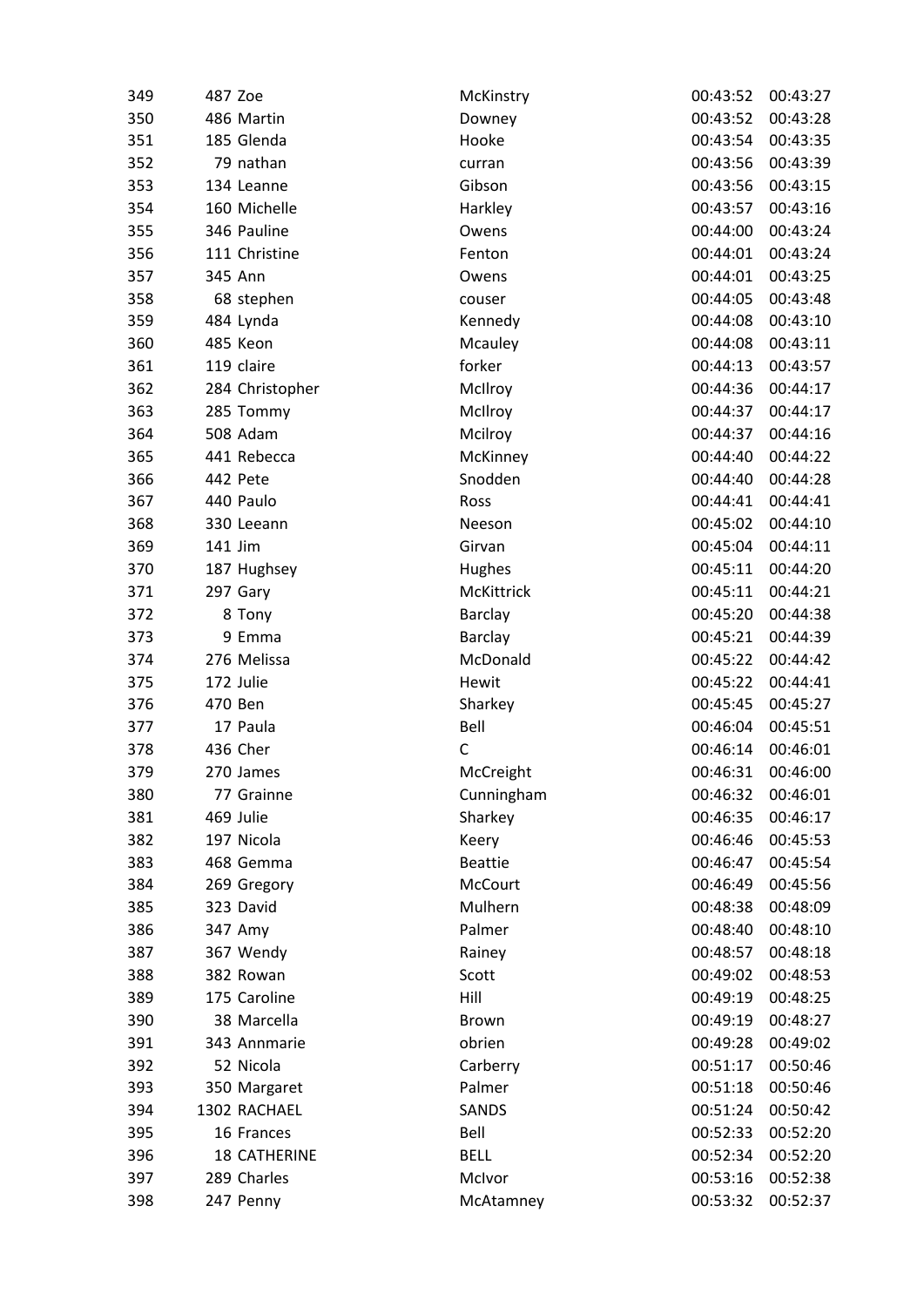| | | | | | |
|---|---|---|---|---|---|
| 349 | 487 | Zoe | McKinstry | 00:43:52 | 00:43:27 |
| 350 | 486 | Martin | Downey | 00:43:52 | 00:43:28 |
| 351 | 185 | Glenda | Hooke | 00:43:54 | 00:43:35 |
| 352 | 79 | nathan | curran | 00:43:56 | 00:43:39 |
| 353 | 134 | Leanne | Gibson | 00:43:56 | 00:43:15 |
| 354 | 160 | Michelle | Harkley | 00:43:57 | 00:43:16 |
| 355 | 346 | Pauline | Owens | 00:44:00 | 00:43:24 |
| 356 | 111 | Christine | Fenton | 00:44:01 | 00:43:24 |
| 357 | 345 | Ann | Owens | 00:44:01 | 00:43:25 |
| 358 | 68 | stephen | couser | 00:44:05 | 00:43:48 |
| 359 | 484 | Lynda | Kennedy | 00:44:08 | 00:43:10 |
| 360 | 485 | Keon | Mcauley | 00:44:08 | 00:43:11 |
| 361 | 119 | claire | forker | 00:44:13 | 00:43:57 |
| 362 | 284 | Christopher | McIlroy | 00:44:36 | 00:44:17 |
| 363 | 285 | Tommy | McIlroy | 00:44:37 | 00:44:17 |
| 364 | 508 | Adam | Mcilroy | 00:44:37 | 00:44:16 |
| 365 | 441 | Rebecca | McKinney | 00:44:40 | 00:44:22 |
| 366 | 442 | Pete | Snodden | 00:44:40 | 00:44:28 |
| 367 | 440 | Paulo | Ross | 00:44:41 | 00:44:41 |
| 368 | 330 | Leeann | Neeson | 00:45:02 | 00:44:10 |
| 369 | 141 | Jim | Girvan | 00:45:04 | 00:44:11 |
| 370 | 187 | Hughsey | Hughes | 00:45:11 | 00:44:20 |
| 371 | 297 | Gary | McKittrick | 00:45:11 | 00:44:21 |
| 372 | 8 | Tony | Barclay | 00:45:20 | 00:44:38 |
| 373 | 9 | Emma | Barclay | 00:45:21 | 00:44:39 |
| 374 | 276 | Melissa | McDonald | 00:45:22 | 00:44:42 |
| 375 | 172 | Julie | Hewit | 00:45:22 | 00:44:41 |
| 376 | 470 | Ben | Sharkey | 00:45:45 | 00:45:27 |
| 377 | 17 | Paula | Bell | 00:46:04 | 00:45:51 |
| 378 | 436 | Cher | C | 00:46:14 | 00:46:01 |
| 379 | 270 | James | McCreight | 00:46:31 | 00:46:00 |
| 380 | 77 | Grainne | Cunningham | 00:46:32 | 00:46:01 |
| 381 | 469 | Julie | Sharkey | 00:46:35 | 00:46:17 |
| 382 | 197 | Nicola | Keery | 00:46:46 | 00:45:53 |
| 383 | 468 | Gemma | Beattie | 00:46:47 | 00:45:54 |
| 384 | 269 | Gregory | McCourt | 00:46:49 | 00:45:56 |
| 385 | 323 | David | Mulhern | 00:48:38 | 00:48:09 |
| 386 | 347 | Amy | Palmer | 00:48:40 | 00:48:10 |
| 387 | 367 | Wendy | Rainey | 00:48:57 | 00:48:18 |
| 388 | 382 | Rowan | Scott | 00:49:02 | 00:48:53 |
| 389 | 175 | Caroline | Hill | 00:49:19 | 00:48:25 |
| 390 | 38 | Marcella | Brown | 00:49:19 | 00:48:27 |
| 391 | 343 | Annmarie | obrien | 00:49:28 | 00:49:02 |
| 392 | 52 | Nicola | Carberry | 00:51:17 | 00:50:46 |
| 393 | 350 | Margaret | Palmer | 00:51:18 | 00:50:46 |
| 394 | 1302 | RACHAEL | SANDS | 00:51:24 | 00:50:42 |
| 395 | 16 | Frances | Bell | 00:52:33 | 00:52:20 |
| 396 | 18 | CATHERINE | BELL | 00:52:34 | 00:52:20 |
| 397 | 289 | Charles | McIvor | 00:53:16 | 00:52:38 |
| 398 | 247 | Penny | McAtamney | 00:53:32 | 00:52:37 |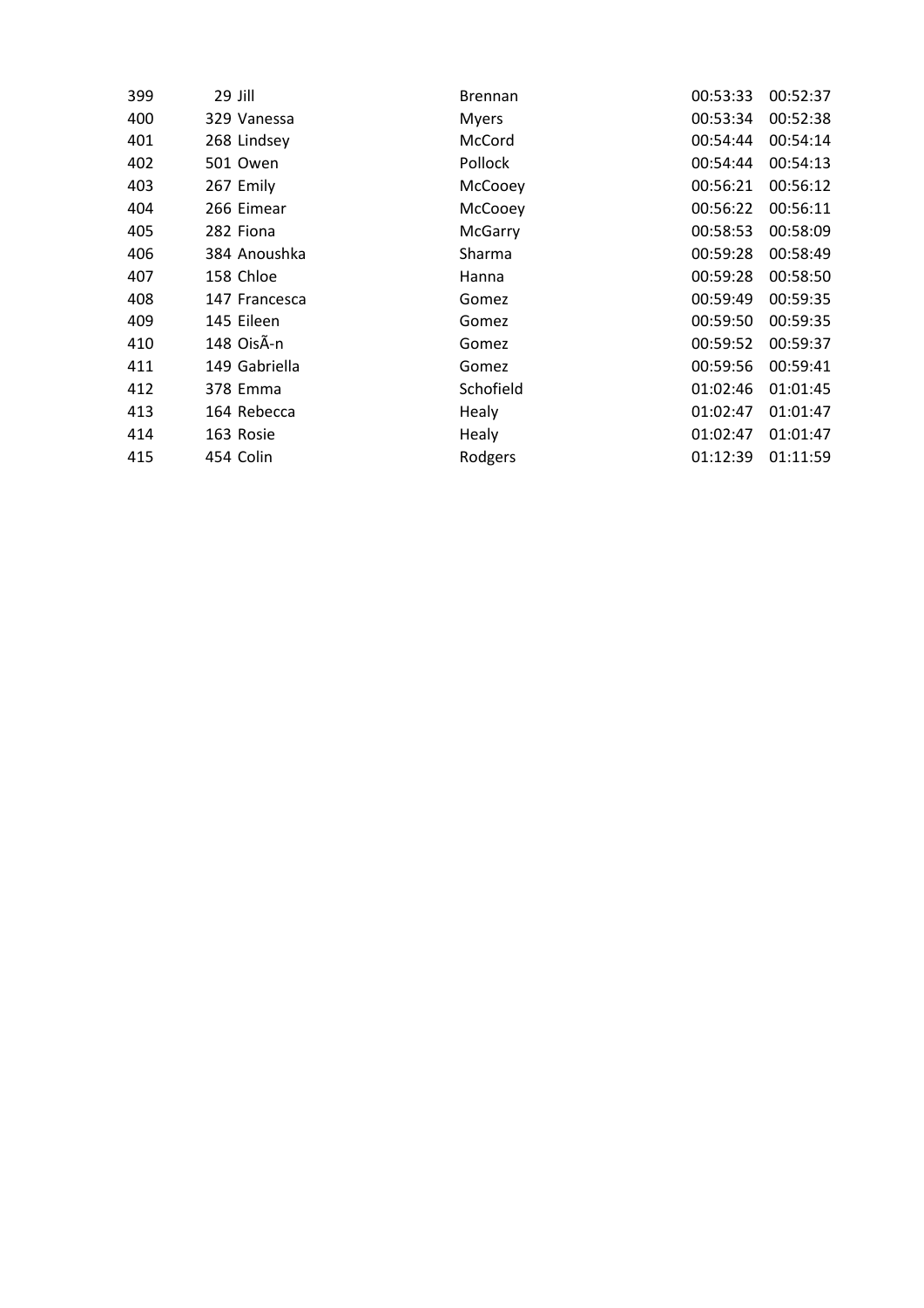| | | | | | |
|---|---|---|---|---|---|
| 399 | 29 | Jill | Brennan | 00:53:33 | 00:52:37 |
| 400 | 329 | Vanessa | Myers | 00:53:34 | 00:52:38 |
| 401 | 268 | Lindsey | McCord | 00:54:44 | 00:54:14 |
| 402 | 501 | Owen | Pollock | 00:54:44 | 00:54:13 |
| 403 | 267 | Emily | McCooey | 00:56:21 | 00:56:12 |
| 404 | 266 | Eimear | McCooey | 00:56:22 | 00:56:11 |
| 405 | 282 | Fiona | McGarry | 00:58:53 | 00:58:09 |
| 406 | 384 | Anoushka | Sharma | 00:59:28 | 00:58:49 |
| 407 | 158 | Chloe | Hanna | 00:59:28 | 00:58:50 |
| 408 | 147 | Francesca | Gomez | 00:59:49 | 00:59:35 |
| 409 | 145 | Eileen | Gomez | 00:59:50 | 00:59:35 |
| 410 | 148 | OisÃ­n | Gomez | 00:59:52 | 00:59:37 |
| 411 | 149 | Gabriella | Gomez | 00:59:56 | 00:59:41 |
| 412 | 378 | Emma | Schofield | 01:02:46 | 01:01:45 |
| 413 | 164 | Rebecca | Healy | 01:02:47 | 01:01:47 |
| 414 | 163 | Rosie | Healy | 01:02:47 | 01:01:47 |
| 415 | 454 | Colin | Rodgers | 01:12:39 | 01:11:59 |